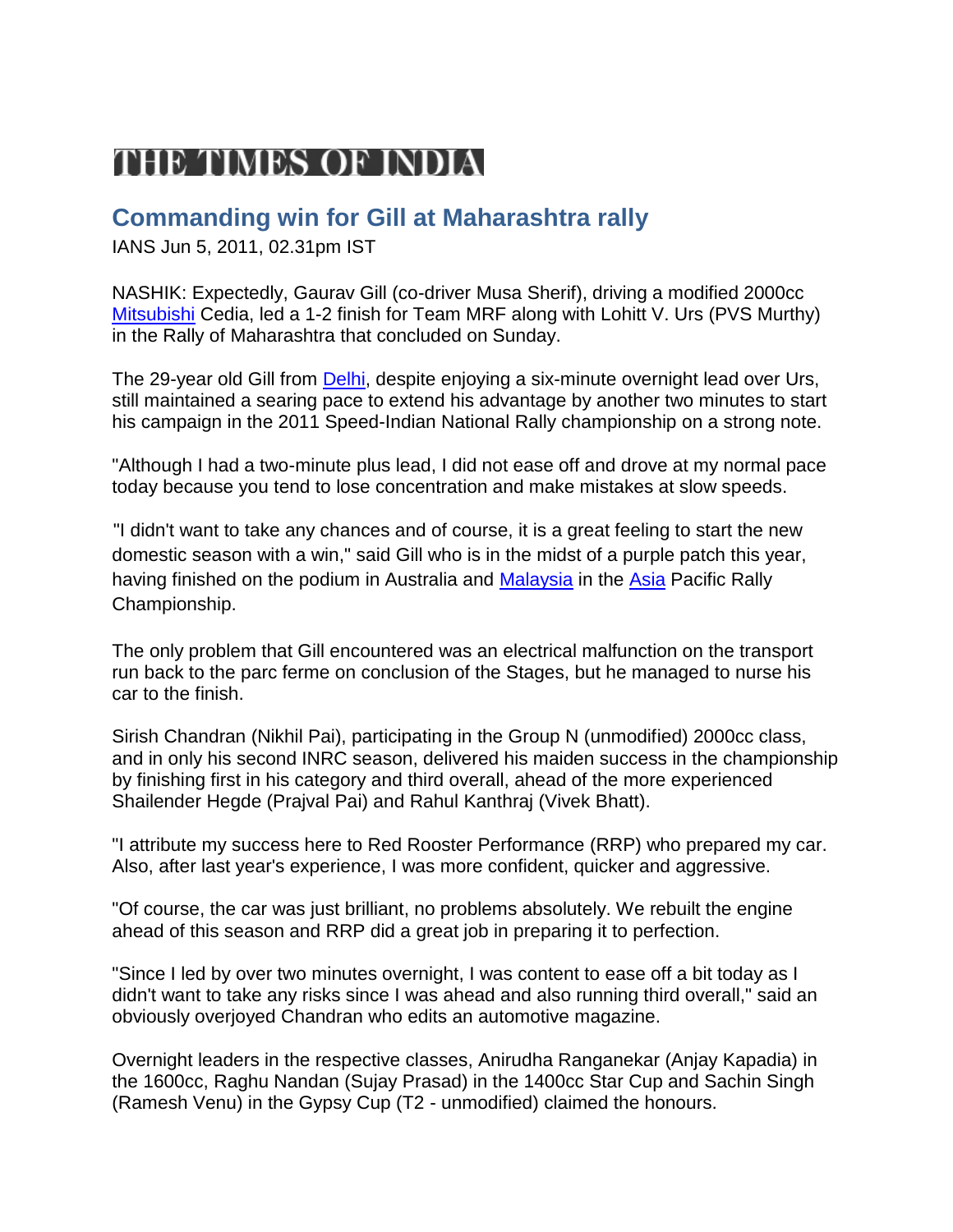# THE TIMES OF INDIA

## Commanding win for Gill at Maharashtra rally

IANS Jun 5, 2011, 02.31pm IST

NASHIK: Expectedly, Gaurav Gill (co-driver Musa Sherif), driving a modified 2000cc Mitsubishi Cedia, led a 1-2 finish for Team MRF along with Lohitt V. Urs (PVS Murthy) in the Rally of Maharashtra that concluded on Sunday.

The 29-year old Gill from Delhi, despite enjoying a six-minute overnight lead over Urs, still maintained a searing pace to extend his advantage by another two minutes to start his campaign in the 2011 Speed-Indian National Rally championship on a strong note.

"Although I had a two-minute plus lead, I did not ease off and drove at my normal pace today because you tend to lose concentration and make mistakes at slow speeds.

"I didn't want to take any chances and of course, it is a great feeling to start the new domestic season with a win," said Gill who is in the midst of a purple patch this year, having finished on the podium in Australia and Malaysia in the Asia Pacific Rally Championship.

The only problem that Gill encountered was an electrical malfunction on the transport run back to the parc ferme on conclusion of the Stages, but he managed to nurse his car to the finish.

Sirish Chandran (Nikhil Pai), participating in the Group N (unmodified) 2000cc class, and in only his second INRC season, delivered his maiden success in the championship by finishing first in his category and third overall, ahead of the more experienced Shailender Hegde (Prajval Pai) and Rahul Kanthraj (Vivek Bhatt).

"I attribute my success here to Red Rooster Performance (RRP) who prepared my car. Also, after last year's experience, I was more confident, quicker and aggressive.

"Of course, the car was just brilliant, no problems absolutely. We rebuilt the engine ahead of this season and RRP did a great job in preparing it to perfection.

"Since I led by over two minutes overnight, I was content to ease off a bit today as I didn't want to take any risks since I was ahead and also running third overall," said an obviously overjoyed Chandran who edits an automotive magazine.

Overnight leaders in the respective classes, Anirudha Ranganekar (Anjay Kapadia) in the 1600cc, Raghu Nandan (Sujay Prasad) in the 1400cc Star Cup and Sachin Singh (Ramesh Venu) in the Gypsy Cup (T2 - unmodified) claimed the honours.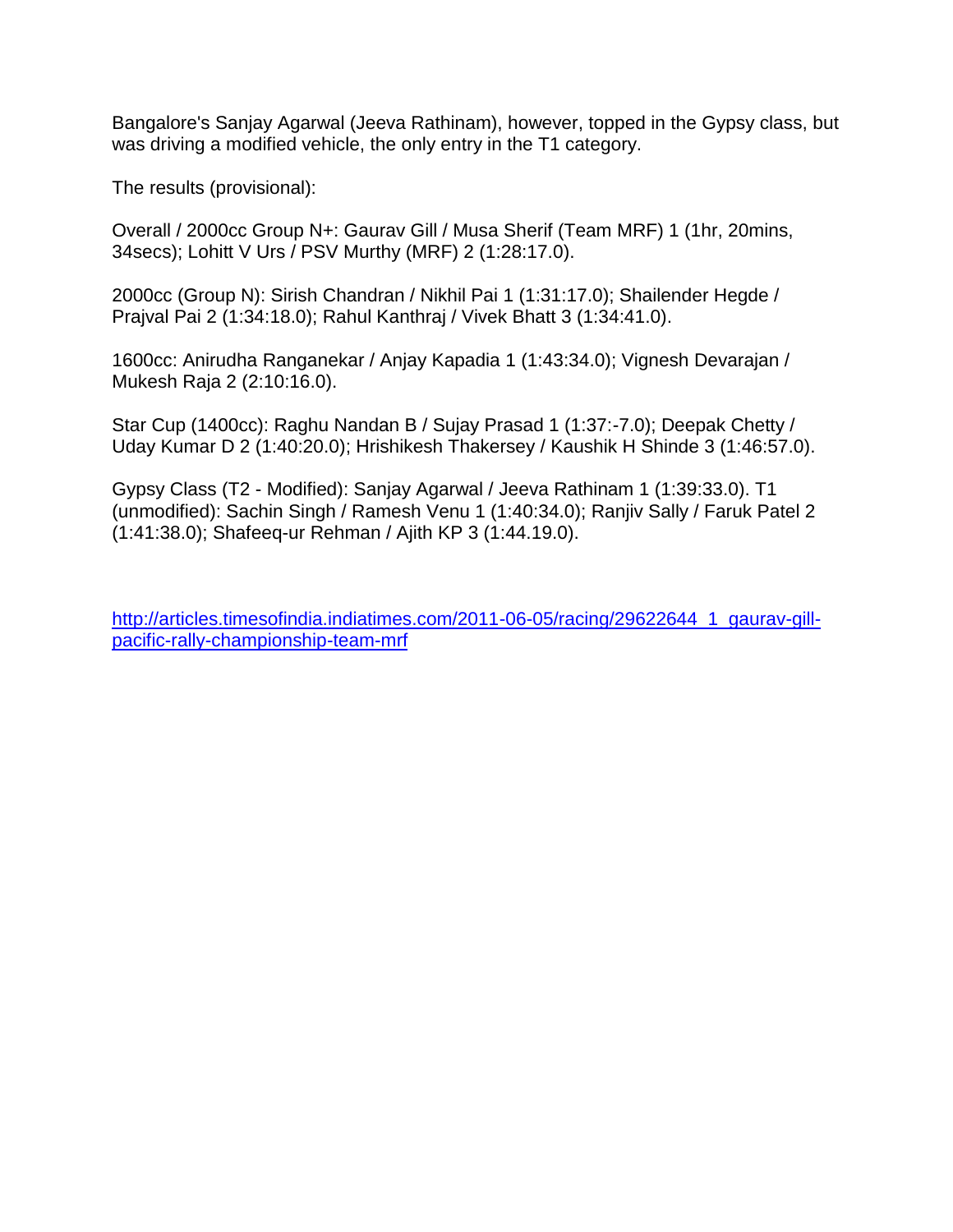Bangalore's Sanjay Agarwal (Jeeva Rathinam), however, topped in the Gypsy class, but was driving a modified vehicle, the only entry in the T1 category.

The results (provisional):

Overall / 2000cc Group N+: Gaurav Gill / Musa Sherif (Team MRF) 1 (1hr, 20mins, 34secs); Lohitt V Urs / PSV Murthy (MRF) 2 (1:28:17.0).

2000cc (Group N): Sirish Chandran / Nikhil Pai 1 (1:31:17.0); Shailender Hegde / Prajval Pai 2 (1:34:18.0); Rahul Kanthraj / Vivek Bhatt 3 (1:34:41.0).

1600cc: Anirudha Ranganekar / Anjay Kapadia 1 (1:43:34.0); Vignesh Devarajan / Mukesh Raja 2 (2:10:16.0).

Star Cup (1400cc): Raghu Nandan B / Sujay Prasad 1 (1:37:-7.0); Deepak Chetty / Uday Kumar D 2 (1:40:20.0); Hrishikesh Thakersey / Kaushik H Shinde 3 (1:46:57.0).

Gypsy Class (T2 - Modified): Sanjay Agarwal / Jeeva Rathinam 1 (1:39:33.0). T1 (unmodified): Sachin Singh / Ramesh Venu 1 (1:40:34.0); Ranjiv Sally / Faruk Patel 2 (1:41:38.0); Shafeeq-ur Rehman / Ajith KP 3 (1:44.19.0).

http://articles.timesofindia.indiatimes.com/2011-06-05/racing/29622644_1_gaurav-gill-pacific-rally-championship-team-mrf